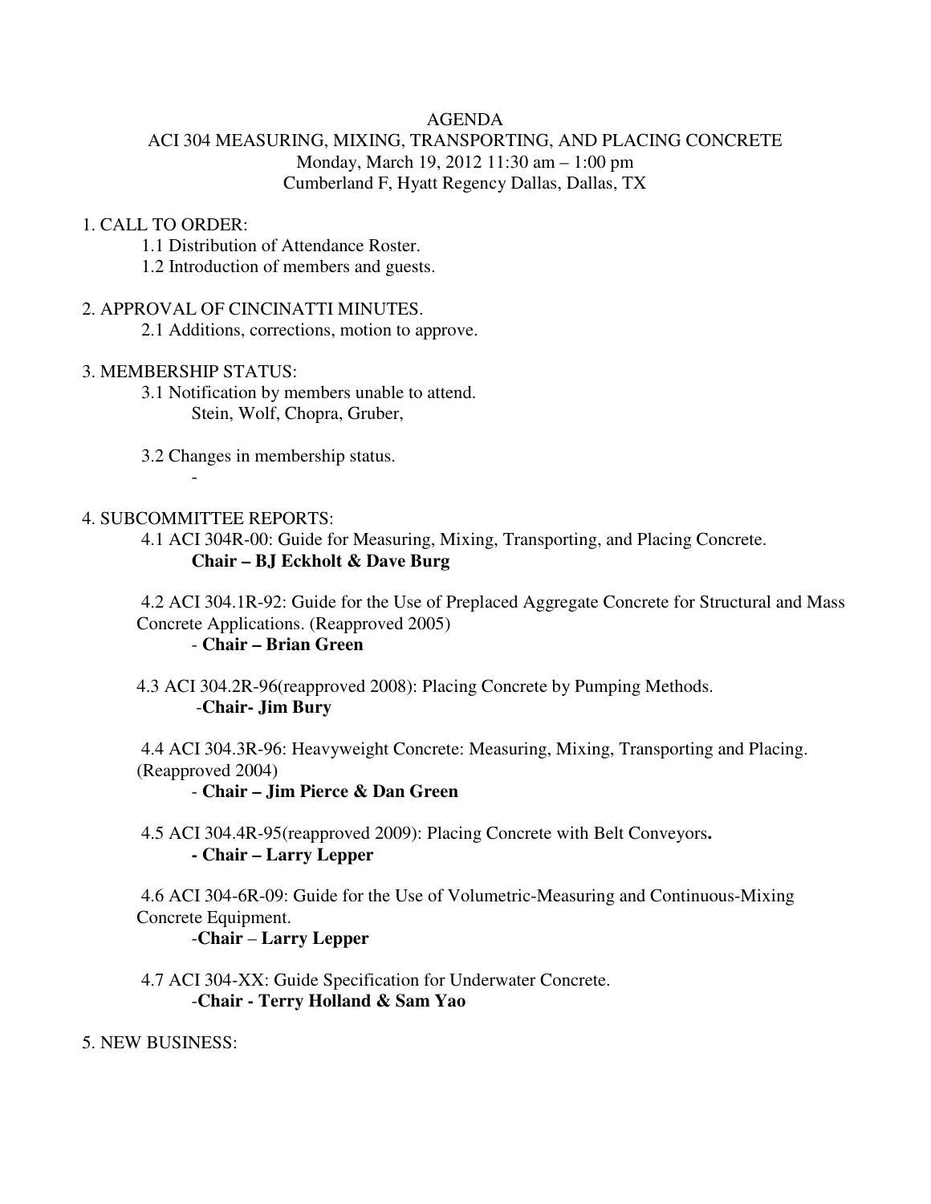AGENDA

ACI 304 MEASURING, MIXING, TRANSPORTING, AND PLACING CONCRETE

Monday, March 19, 2012 11:30 am – 1:00 pm

Cumberland F, Hyatt Regency Dallas, Dallas, TX

1. CALL TO ORDER:
   - 1.1 Distribution of Attendance Roster.
   - 1.2 Introduction of members and guests.

2. APPROVAL OF CINCINATTI MINUTES.
   - 2.1 Additions, corrections, motion to approve.

3. MEMBERSHIP STATUS:
   - 3.1 Notification by members unable to attend.
     Stein, Wolf, Chopra, Gruber,
   - 3.2 Changes in membership status.
     -

4. SUBCOMMITTEE REPORTS:
   - 4.1 ACI 304R-00: Guide for Measuring, Mixing, Transporting, and Placing Concrete.
     **Chair – BJ Eckholt & Dave Burg**
   - 4.2 ACI 304.1R-92: Guide for the Use of Preplaced Aggregate Concrete for Structural and Mass Concrete Applications. (Reapproved 2005)
     - **Chair – Brian Green**
   - 4.3 ACI 304.2R-96(reapproved 2008): Placing Concrete by Pumping Methods.
     -**Chair- Jim Bury**
   - 4.4 ACI 304.3R-96: Heavyweight Concrete: Measuring, Mixing, Transporting and Placing. (Reapproved 2004)
     - **Chair – Jim Pierce & Dan Green**
   - 4.5 ACI 304.4R-95(reapproved 2009): Placing Concrete with Belt Conveyors**.**
     **- Chair – Larry Lepper**
   - 4.6 ACI 304-6R-09: Guide for the Use of Volumetric-Measuring and Continuous-Mixing Concrete Equipment.
     -**Chair** – **Larry Lepper**
   - 4.7 ACI 304-XX: Guide Specification for Underwater Concrete.
     -**Chair - Terry Holland & Sam Yao**

5. NEW BUSINESS: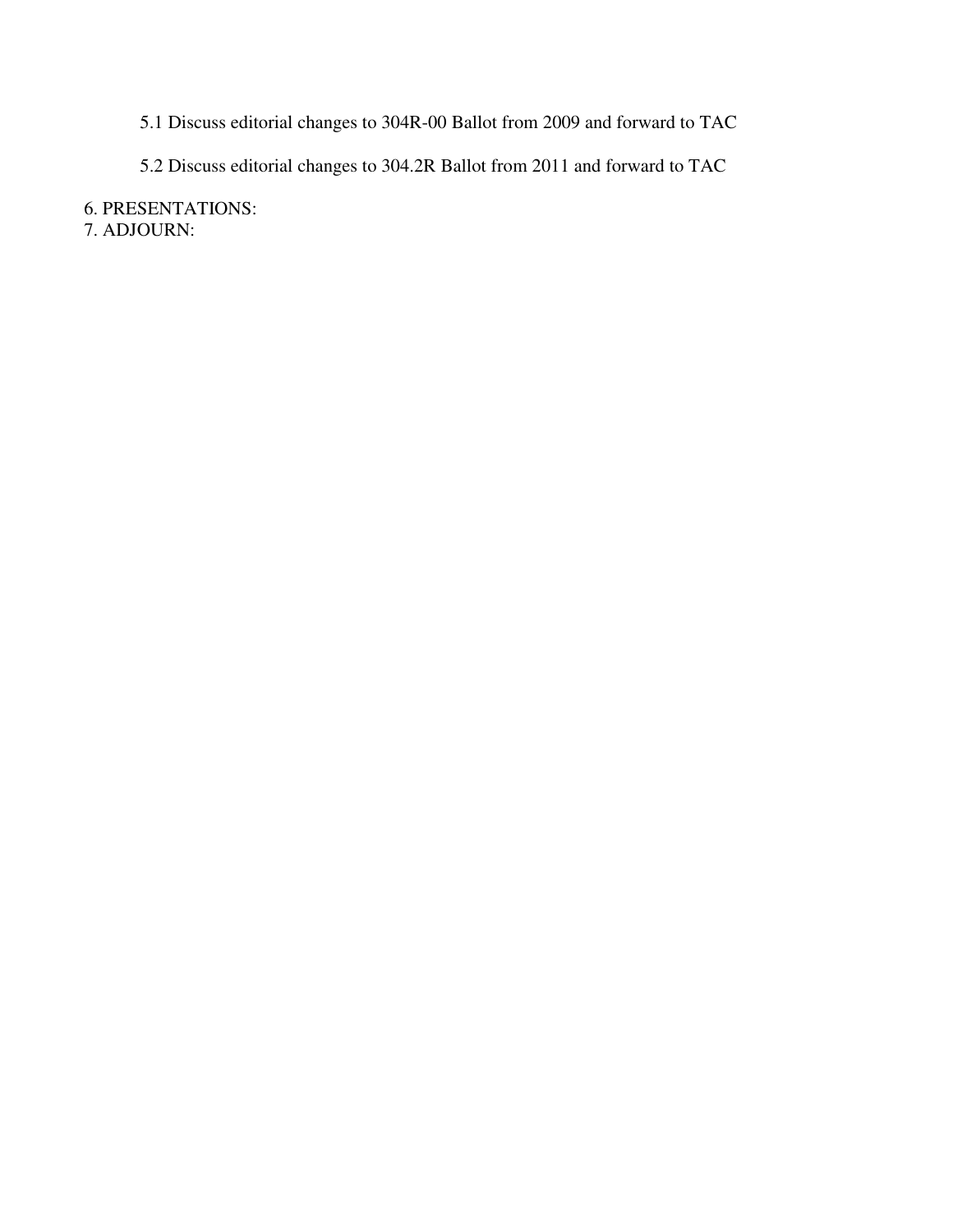5.1 Discuss editorial changes to 304R-00 Ballot from 2009 and forward to TAC

5.2 Discuss editorial changes to 304.2R Ballot from 2011 and forward to TAC

6. PRESENTATIONS:
7. ADJOURN: